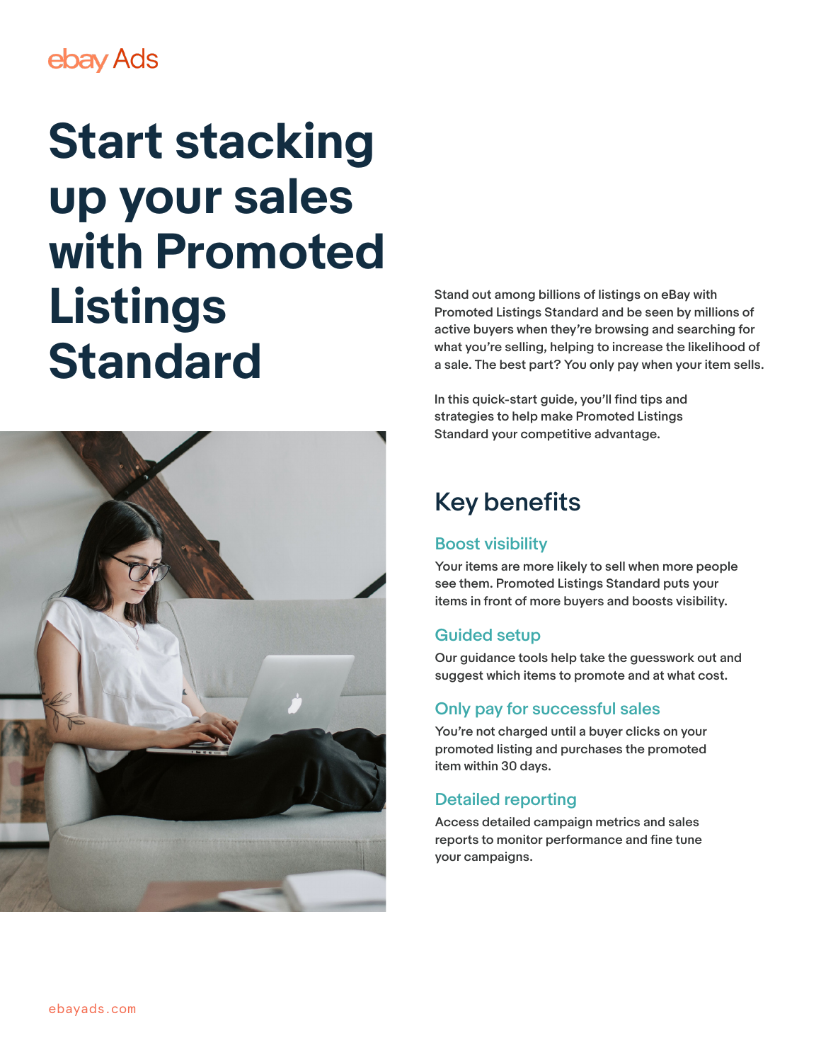ebay Ads

# Start stacking up your sales with Promoted Listings Standard

Stand out among billions of listings on eBay with Promoted Listings Standard and be seen by millions of active buyers when they're browsing and searching for what you're selling, helping to increase the likelihood of a sale. The best part? You only pay when your item sells.

In this quick-start guide, you'll find tips and strategies to help make Promoted Listings Standard your competitive advantage.

## Key benefits

### Boost visibility

Your items are more likely to sell when more people see them. Promoted Listings Standard puts your items in front of more buyers and boosts visibility.

### Guided setup

Our guidance tools help take the guesswork out and suggest which items to promote and at what cost.

### Only pay for successful sales

You're not charged until a buyer clicks on your promoted listing and purchases the promoted item within 30 days.

### Detailed reporting

Access detailed campaign metrics and sales reports to monitor performance and fine tune your campaigns.

ebayads.com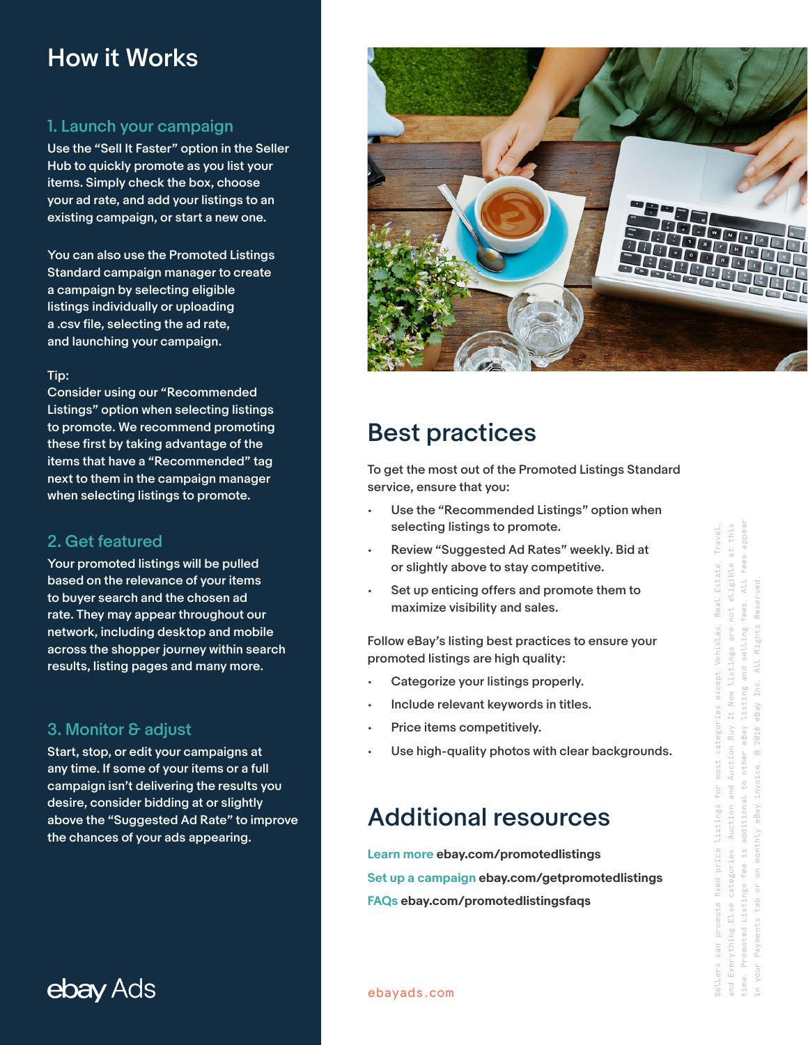# How it Works

### 1. Launch your campaign

Use the "Sell It Faster" option in the Seller Hub to quickly promote as you list your items. Simply check the box, choose your ad rate, and add your listings to an existing campaign, or start a new one.

You can also use the Promoted Listings Standard campaign manager to create a campaign by selecting eligible listings individually or uploading a .csv file, selecting the ad rate, and launching your campaign.

Tip:
Consider using our "Recommended Listings" option when selecting listings to promote. We recommend promoting these first by taking advantage of the items that have a "Recommended" tag next to them in the campaign manager when selecting listings to promote.

### 2. Get featured

Your promoted listings will be pulled based on the relevance of your items to buyer search and the chosen ad rate. They may appear throughout our network, including desktop and mobile across the shopper journey within search results, listing pages and many more.

### 3. Monitor & adjust

Start, stop, or edit your campaigns at any time. If some of your items or a full campaign isn't delivering the results you desire, consider bidding at or slightly above the "Suggested Ad Rate" to improve the chances of your ads appearing.

ebay Ads

## Best practices

To get the most out of the Promoted Listings Standard service, ensure that you:

- Use the "Recommended Listings" option when selecting listings to promote.
- Review "Suggested Ad Rates" weekly. Bid at or slightly above to stay competitive.
- Set up enticing offers and promote them to maximize visibility and sales.

Follow eBay's listing best practices to ensure your promoted listings are high quality:

- Categorize your listings properly.
- Include relevant keywords in titles.
- Price items competitively.
- Use high-quality photos with clear backgrounds.

## Additional resources

**Learn more** ebay.com/promotedlistings

**Set up a campaign** ebay.com/getpromotedlistings

**FAQs** ebay.com/promotedlistingsfaqs

ebayads.com

Sellers can promote fixed price listings for most categories except Vehicles, Real Estate, Travel, and Everything Else categories. Auction and Auction Buy It Now listings are not eligible at this time. Promoted Listings fee is additional to other eBay listing and selling fees. All fees appear in your Payments tab or on monthly eBay invoice. © 2018 eBay Inc. All Rights Reserved.